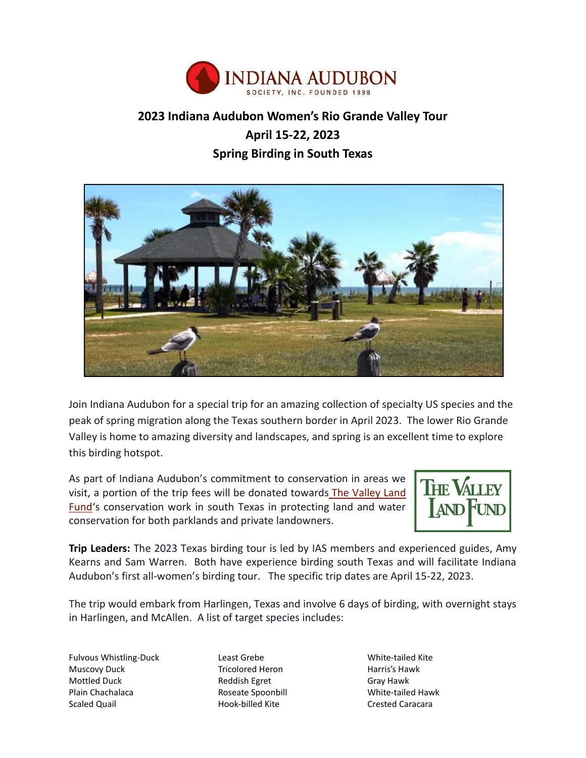# 2023 Indiana Audubon Women's Rio Grande Valley Tour

## April 15-22, 2023

## Spring Birding in South Texas

Join Indiana Audubon for a special trip for an amazing collection of specialty US species and the peak of spring migration along the Texas southern border in April 2023. The lower Rio Grande Valley is home to amazing diversity and landscapes, and spring is an excellent time to explore this birding hotspot.

As part of Indiana Audubon's commitment to conservation in areas we visit, a portion of the trip fees will be donated towards The Valley Land Fund's conservation work in south Texas in protecting land and water conservation for both parklands and private landowners.

**Trip Leaders:** The 2023 Texas birding tour is led by IAS members and experienced guides, Amy Kearns and Sam Warren. Both have experience birding south Texas and will facilitate Indiana Audubon's first all-women's birding tour. The specific trip dates are April 15-22, 2023.

The trip would embark from Harlingen, Texas and involve 6 days of birding, with overnight stays in Harlingen, and McAllen. A list of target species includes:

- Fulvous Whistling-Duck
- Muscovy Duck
- Mottled Duck
- Plain Chachalaca
- Scaled Quail
- Least Grebe
- Tricolored Heron
- Reddish Egret
- Roseate Spoonbill
- Hook-billed Kite
- White-tailed Kite
- Harris's Hawk
- Gray Hawk
- White-tailed Hawk
- Crested Caracara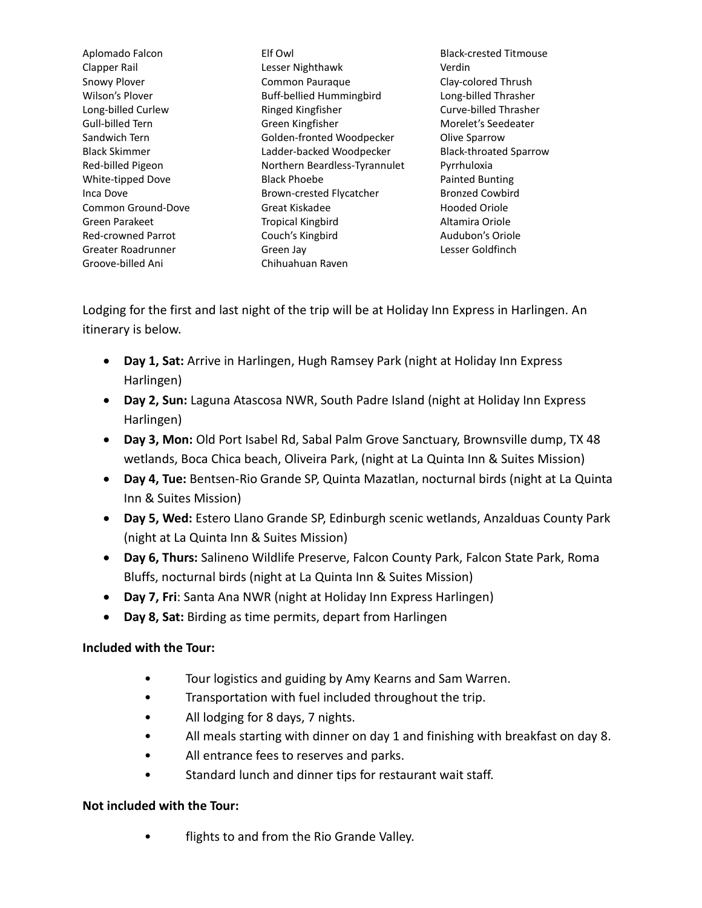Aplomado Falcon
Clapper Rail
Snowy Plover
Wilson's Plover
Long-billed Curlew
Gull-billed Tern
Sandwich Tern
Black Skimmer
Red-billed Pigeon
White-tipped Dove
Inca Dove
Common Ground-Dove
Green Parakeet
Red-crowned Parrot
Greater Roadrunner
Groove-billed Ani
Elf Owl
Lesser Nighthawk
Common Pauraque
Buff-bellied Hummingbird
Ringed Kingfisher
Green Kingfisher
Golden-fronted Woodpecker
Ladder-backed Woodpecker
Northern Beardless-Tyrannulet
Black Phoebe
Brown-crested Flycatcher
Great Kiskadee
Tropical Kingbird
Couch's Kingbird
Green Jay
Chihuahuan Raven
Black-crested Titmouse
Verdin
Clay-colored Thrush
Long-billed Thrasher
Curve-billed Thrasher
Morelet's Seedeater
Olive Sparrow
Black-throated Sparrow
Pyrrhuloxia
Painted Bunting
Bronzed Cowbird
Hooded Oriole
Altamira Oriole
Audubon's Oriole
Lesser Goldfinch

Lodging for the first and last night of the trip will be at Holiday Inn Express in Harlingen. An itinerary is below.

- **Day 1, Sat:** Arrive in Harlingen, Hugh Ramsey Park (night at Holiday Inn Express Harlingen)
- **Day 2, Sun:** Laguna Atascosa NWR, South Padre Island (night at Holiday Inn Express Harlingen)
- **Day 3, Mon:** Old Port Isabel Rd, Sabal Palm Grove Sanctuary, Brownsville dump, TX 48 wetlands, Boca Chica beach, Oliveira Park, (night at La Quinta Inn & Suites Mission)
- **Day 4, Tue:** Bentsen-Rio Grande SP, Quinta Mazatlan, nocturnal birds (night at La Quinta Inn & Suites Mission)
- **Day 5, Wed:** Estero Llano Grande SP, Edinburgh scenic wetlands, Anzalduas County Park (night at La Quinta Inn & Suites Mission)
- **Day 6, Thurs:** Salineno Wildlife Preserve, Falcon County Park, Falcon State Park, Roma Bluffs, nocturnal birds (night at La Quinta Inn & Suites Mission)
- **Day 7, Fri**: Santa Ana NWR (night at Holiday Inn Express Harlingen)
- **Day 8, Sat:** Birding as time permits, depart from Harlingen

**Included with the Tour:**

- Tour logistics and guiding by Amy Kearns and Sam Warren.
- Transportation with fuel included throughout the trip.
- All lodging for 8 days, 7 nights.
- All meals starting with dinner on day 1 and finishing with breakfast on day 8.
- All entrance fees to reserves and parks.
- Standard lunch and dinner tips for restaurant wait staff.

**Not included with the Tour:**

- flights to and from the Rio Grande Valley.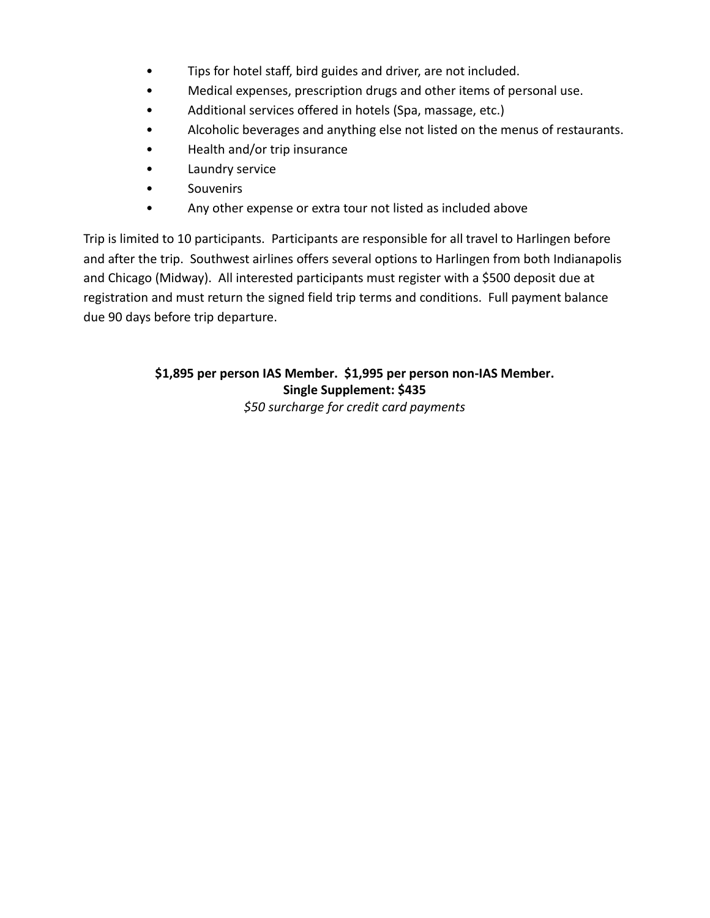- Tips for hotel staff, bird guides and driver, are not included.
- Medical expenses, prescription drugs and other items of personal use.
- Additional services offered in hotels (Spa, massage, etc.)
- Alcoholic beverages and anything else not listed on the menus of restaurants.
- Health and/or trip insurance
- Laundry service
- Souvenirs
- Any other expense or extra tour not listed as included above

Trip is limited to 10 participants.  Participants are responsible for all travel to Harlingen before and after the trip.  Southwest airlines offers several options to Harlingen from both Indianapolis and Chicago (Midway).  All interested participants must register with a $500 deposit due at registration and must return the signed field trip terms and conditions.  Full payment balance due 90 days before trip departure.

**$1,895 per person IAS Member.  $1,995 per person non-IAS Member.**
**Single Supplement: $435**
*$50 surcharge for credit card payments*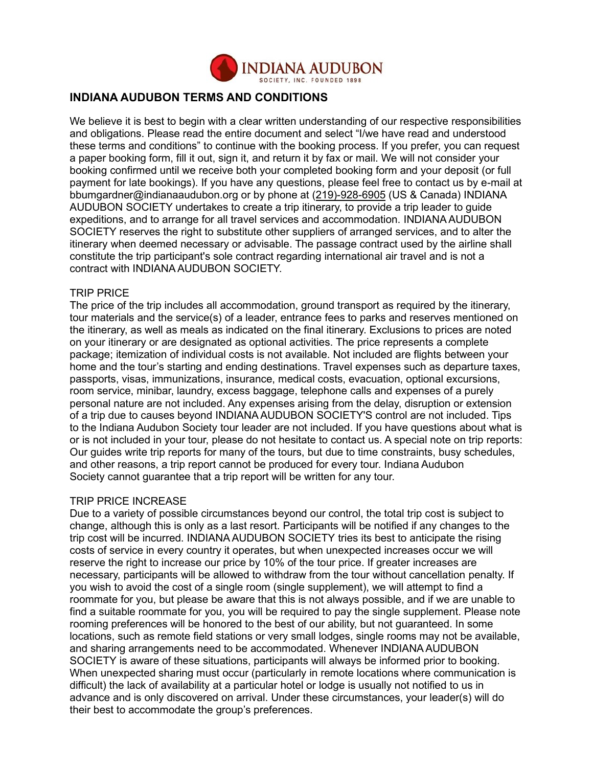INDIANA AUDUBON SOCIETY, INC. FOUNDED 1898

## INDIANA AUDUBON TERMS AND CONDITIONS

We believe it is best to begin with a clear written understanding of our respective responsibilities and obligations. Please read the entire document and select "I/we have read and understood these terms and conditions" to continue with the booking process. If you prefer, you can request a paper booking form, fill it out, sign it, and return it by fax or mail. We will not consider your booking confirmed until we receive both your completed booking form and your deposit (or full payment for late bookings). If you have any questions, please feel free to contact us by e-mail at bbumgardner@indianaaudubon.org or by phone at (219)-928-6905 (US & Canada) INDIANA AUDUBON SOCIETY undertakes to create a trip itinerary, to provide a trip leader to guide expeditions, and to arrange for all travel services and accommodation. INDIANA AUDUBON SOCIETY reserves the right to substitute other suppliers of arranged services, and to alter the itinerary when deemed necessary or advisable. The passage contract used by the airline shall constitute the trip participant's sole contract regarding international air travel and is not a contract with INDIANA AUDUBON SOCIETY.

TRIP PRICE

The price of the trip includes all accommodation, ground transport as required by the itinerary, tour materials and the service(s) of a leader, entrance fees to parks and reserves mentioned on the itinerary, as well as meals as indicated on the final itinerary. Exclusions to prices are noted on your itinerary or are designated as optional activities. The price represents a complete package; itemization of individual costs is not available. Not included are flights between your home and the tour's starting and ending destinations. Travel expenses such as departure taxes, passports, visas, immunizations, insurance, medical costs, evacuation, optional excursions, room service, minibar, laundry, excess baggage, telephone calls and expenses of a purely personal nature are not included. Any expenses arising from the delay, disruption or extension of a trip due to causes beyond INDIANA AUDUBON SOCIETY'S control are not included. Tips to the Indiana Audubon Society tour leader are not included. If you have questions about what is or is not included in your tour, please do not hesitate to contact us. A special note on trip reports: Our guides write trip reports for many of the tours, but due to time constraints, busy schedules, and other reasons, a trip report cannot be produced for every tour. Indiana Audubon Society cannot guarantee that a trip report will be written for any tour.

TRIP PRICE INCREASE

Due to a variety of possible circumstances beyond our control, the total trip cost is subject to change, although this is only as a last resort. Participants will be notified if any changes to the trip cost will be incurred. INDIANA AUDUBON SOCIETY tries its best to anticipate the rising costs of service in every country it operates, but when unexpected increases occur we will reserve the right to increase our price by 10% of the tour price. If greater increases are necessary, participants will be allowed to withdraw from the tour without cancellation penalty. If you wish to avoid the cost of a single room (single supplement), we will attempt to find a roommate for you, but please be aware that this is not always possible, and if we are unable to find a suitable roommate for you, you will be required to pay the single supplement. Please note rooming preferences will be honored to the best of our ability, but not guaranteed. In some locations, such as remote field stations or very small lodges, single rooms may not be available, and sharing arrangements need to be accommodated. Whenever INDIANA AUDUBON SOCIETY is aware of these situations, participants will always be informed prior to booking. When unexpected sharing must occur (particularly in remote locations where communication is difficult) the lack of availability at a particular hotel or lodge is usually not notified to us in advance and is only discovered on arrival. Under these circumstances, your leader(s) will do their best to accommodate the group's preferences.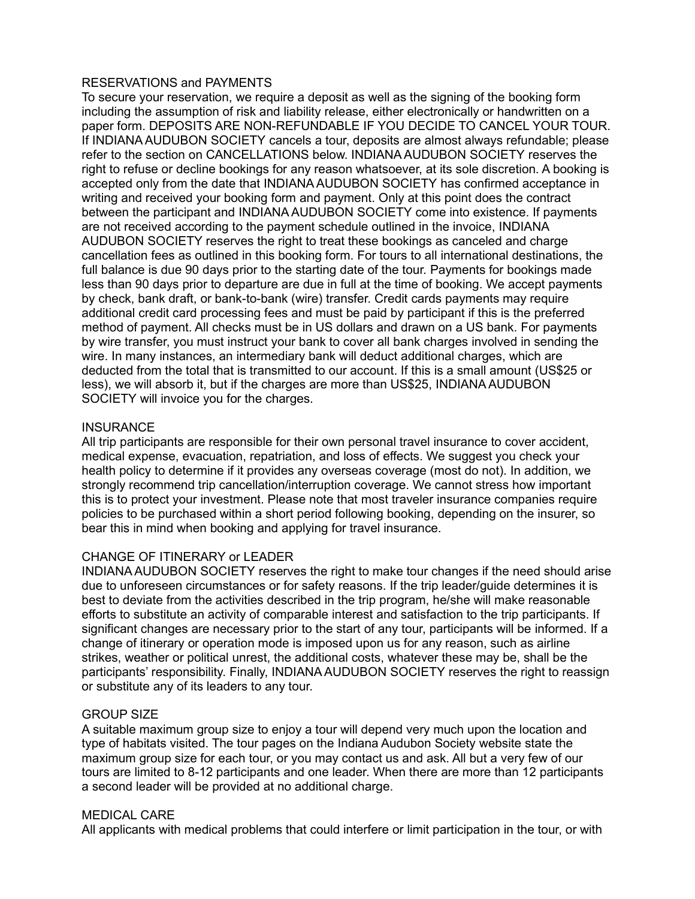## RESERVATIONS and PAYMENTS

To secure your reservation, we require a deposit as well as the signing of the booking form including the assumption of risk and liability release, either electronically or handwritten on a paper form. DEPOSITS ARE NON-REFUNDABLE IF YOU DECIDE TO CANCEL YOUR TOUR. If INDIANA AUDUBON SOCIETY cancels a tour, deposits are almost always refundable; please refer to the section on CANCELLATIONS below. INDIANA AUDUBON SOCIETY reserves the right to refuse or decline bookings for any reason whatsoever, at its sole discretion. A booking is accepted only from the date that INDIANA AUDUBON SOCIETY has confirmed acceptance in writing and received your booking form and payment. Only at this point does the contract between the participant and INDIANA AUDUBON SOCIETY come into existence. If payments are not received according to the payment schedule outlined in the invoice, INDIANA AUDUBON SOCIETY reserves the right to treat these bookings as canceled and charge cancellation fees as outlined in this booking form. For tours to all international destinations, the full balance is due 90 days prior to the starting date of the tour. Payments for bookings made less than 90 days prior to departure are due in full at the time of booking. We accept payments by check, bank draft, or bank-to-bank (wire) transfer. Credit cards payments may require additional credit card processing fees and must be paid by participant if this is the preferred method of payment. All checks must be in US dollars and drawn on a US bank. For payments by wire transfer, you must instruct your bank to cover all bank charges involved in sending the wire. In many instances, an intermediary bank will deduct additional charges, which are deducted from the total that is transmitted to our account. If this is a small amount (US$25 or less), we will absorb it, but if the charges are more than US$25, INDIANA AUDUBON SOCIETY will invoice you for the charges.

## INSURANCE

All trip participants are responsible for their own personal travel insurance to cover accident, medical expense, evacuation, repatriation, and loss of effects. We suggest you check your health policy to determine if it provides any overseas coverage (most do not). In addition, we strongly recommend trip cancellation/interruption coverage. We cannot stress how important this is to protect your investment. Please note that most traveler insurance companies require policies to be purchased within a short period following booking, depending on the insurer, so bear this in mind when booking and applying for travel insurance.

## CHANGE OF ITINERARY or LEADER

INDIANA AUDUBON SOCIETY reserves the right to make tour changes if the need should arise due to unforeseen circumstances or for safety reasons. If the trip leader/guide determines it is best to deviate from the activities described in the trip program, he/she will make reasonable efforts to substitute an activity of comparable interest and satisfaction to the trip participants. If significant changes are necessary prior to the start of any tour, participants will be informed. If a change of itinerary or operation mode is imposed upon us for any reason, such as airline strikes, weather or political unrest, the additional costs, whatever these may be, shall be the participants' responsibility. Finally, INDIANA AUDUBON SOCIETY reserves the right to reassign or substitute any of its leaders to any tour.

## GROUP SIZE

A suitable maximum group size to enjoy a tour will depend very much upon the location and type of habitats visited. The tour pages on the Indiana Audubon Society website state the maximum group size for each tour, or you may contact us and ask. All but a very few of our tours are limited to 8-12 participants and one leader. When there are more than 12 participants a second leader will be provided at no additional charge.

## MEDICAL CARE

All applicants with medical problems that could interfere or limit participation in the tour, or with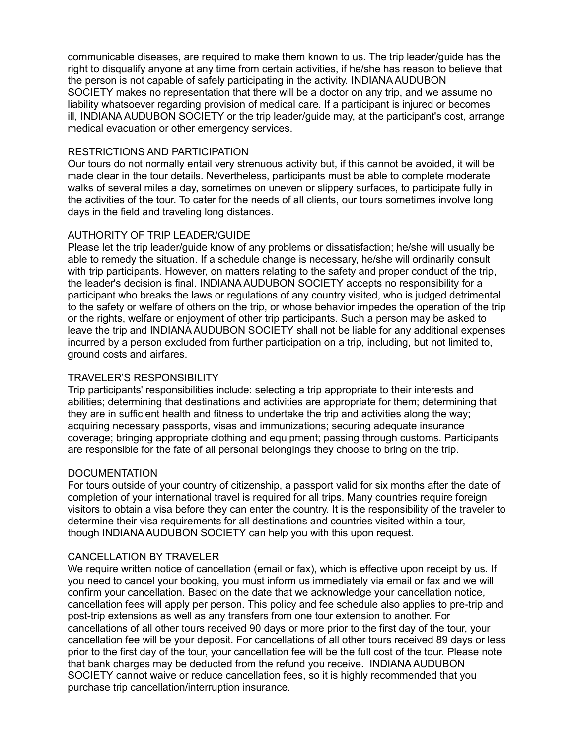communicable diseases, are required to make them known to us. The trip leader/guide has the right to disqualify anyone at any time from certain activities, if he/she has reason to believe that the person is not capable of safely participating in the activity. INDIANA AUDUBON SOCIETY makes no representation that there will be a doctor on any trip, and we assume no liability whatsoever regarding provision of medical care. If a participant is injured or becomes ill, INDIANA AUDUBON SOCIETY or the trip leader/guide may, at the participant's cost, arrange medical evacuation or other emergency services.

## RESTRICTIONS AND PARTICIPATION

Our tours do not normally entail very strenuous activity but, if this cannot be avoided, it will be made clear in the tour details. Nevertheless, participants must be able to complete moderate walks of several miles a day, sometimes on uneven or slippery surfaces, to participate fully in the activities of the tour. To cater for the needs of all clients, our tours sometimes involve long days in the field and traveling long distances.

## AUTHORITY OF TRIP LEADER/GUIDE

Please let the trip leader/guide know of any problems or dissatisfaction; he/she will usually be able to remedy the situation. If a schedule change is necessary, he/she will ordinarily consult with trip participants. However, on matters relating to the safety and proper conduct of the trip, the leader's decision is final. INDIANA AUDUBON SOCIETY accepts no responsibility for a participant who breaks the laws or regulations of any country visited, who is judged detrimental to the safety or welfare of others on the trip, or whose behavior impedes the operation of the trip or the rights, welfare or enjoyment of other trip participants. Such a person may be asked to leave the trip and INDIANA AUDUBON SOCIETY shall not be liable for any additional expenses incurred by a person excluded from further participation on a trip, including, but not limited to, ground costs and airfares.

## TRAVELER'S RESPONSIBILITY

Trip participants' responsibilities include: selecting a trip appropriate to their interests and abilities; determining that destinations and activities are appropriate for them; determining that they are in sufficient health and fitness to undertake the trip and activities along the way; acquiring necessary passports, visas and immunizations; securing adequate insurance coverage; bringing appropriate clothing and equipment; passing through customs. Participants are responsible for the fate of all personal belongings they choose to bring on the trip.

## DOCUMENTATION

For tours outside of your country of citizenship, a passport valid for six months after the date of completion of your international travel is required for all trips. Many countries require foreign visitors to obtain a visa before they can enter the country. It is the responsibility of the traveler to determine their visa requirements for all destinations and countries visited within a tour, though INDIANA AUDUBON SOCIETY can help you with this upon request.

## CANCELLATION BY TRAVELER

We require written notice of cancellation (email or fax), which is effective upon receipt by us. If you need to cancel your booking, you must inform us immediately via email or fax and we will confirm your cancellation. Based on the date that we acknowledge your cancellation notice, cancellation fees will apply per person. This policy and fee schedule also applies to pre-trip and post-trip extensions as well as any transfers from one tour extension to another. For cancellations of all other tours received 90 days or more prior to the first day of the tour, your cancellation fee will be your deposit. For cancellations of all other tours received 89 days or less prior to the first day of the tour, your cancellation fee will be the full cost of the tour. Please note that bank charges may be deducted from the refund you receive. INDIANA AUDUBON SOCIETY cannot waive or reduce cancellation fees, so it is highly recommended that you purchase trip cancellation/interruption insurance.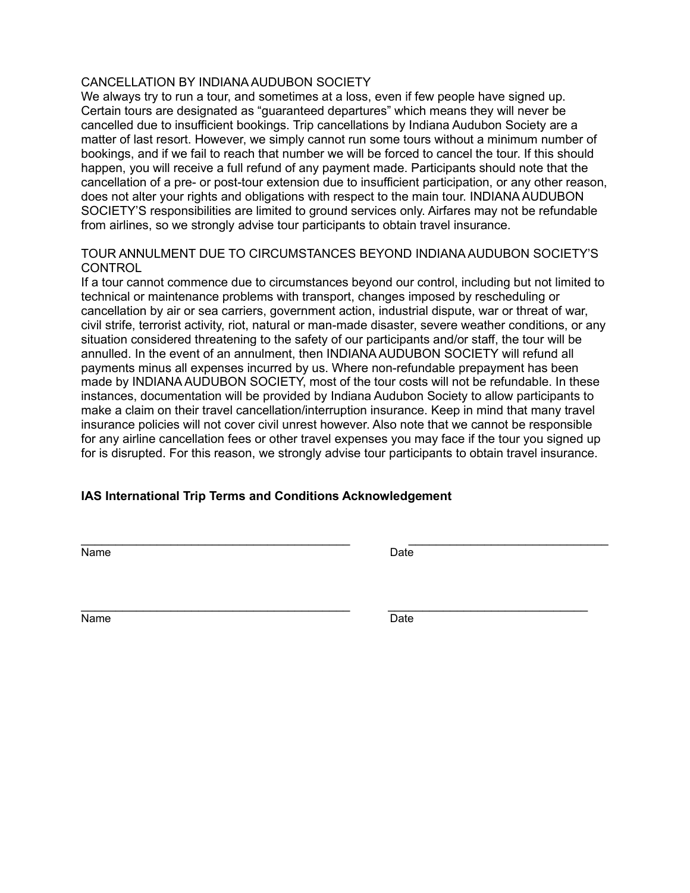## CANCELLATION BY INDIANA AUDUBON SOCIETY

We always try to run a tour, and sometimes at a loss, even if few people have signed up. Certain tours are designated as "guaranteed departures" which means they will never be cancelled due to insufficient bookings. Trip cancellations by Indiana Audubon Society are a matter of last resort. However, we simply cannot run some tours without a minimum number of bookings, and if we fail to reach that number we will be forced to cancel the tour. If this should happen, you will receive a full refund of any payment made. Participants should note that the cancellation of a pre- or post-tour extension due to insufficient participation, or any other reason, does not alter your rights and obligations with respect to the main tour. INDIANA AUDUBON SOCIETY'S responsibilities are limited to ground services only. Airfares may not be refundable from airlines, so we strongly advise tour participants to obtain travel insurance.

## TOUR ANNULMENT DUE TO CIRCUMSTANCES BEYOND INDIANA AUDUBON SOCIETY'S CONTROL

If a tour cannot commence due to circumstances beyond our control, including but not limited to technical or maintenance problems with transport, changes imposed by rescheduling or cancellation by air or sea carriers, government action, industrial dispute, war or threat of war, civil strife, terrorist activity, riot, natural or man-made disaster, severe weather conditions, or any situation considered threatening to the safety of our participants and/or staff, the tour will be annulled. In the event of an annulment, then INDIANA AUDUBON SOCIETY will refund all payments minus all expenses incurred by us. Where non-refundable prepayment has been made by INDIANA AUDUBON SOCIETY, most of the tour costs will not be refundable. In these instances, documentation will be provided by Indiana Audubon Society to allow participants to make a claim on their travel cancellation/interruption insurance. Keep in mind that many travel insurance policies will not cover civil unrest however. Also note that we cannot be responsible for any airline cancellation fees or other travel expenses you may face if the tour you signed up for is disrupted. For this reason, we strongly advise tour participants to obtain travel insurance.

**IAS International Trip Terms and Conditions Acknowledgement**

\_\_\_\_\_\_\_\_\_\_\_\_\_\_\_\_\_\_\_\_\_\_\_\_\_\_\_\_\_\_\_\_\_\_\_\_\_\_\_\_ \_\_\_\_\_\_\_\_\_\_\_\_\_\_\_\_\_\_\_\_\_\_\_\_\_\_\_\_\_\_

Name Date

\_\_\_\_\_\_\_\_\_\_\_\_\_\_\_\_\_\_\_\_\_\_\_\_\_\_\_\_\_\_\_\_\_\_\_\_\_\_\_\_ \_\_\_\_\_\_\_\_\_\_\_\_\_\_\_\_\_\_\_\_\_\_\_\_\_\_\_\_\_\_

Name Date